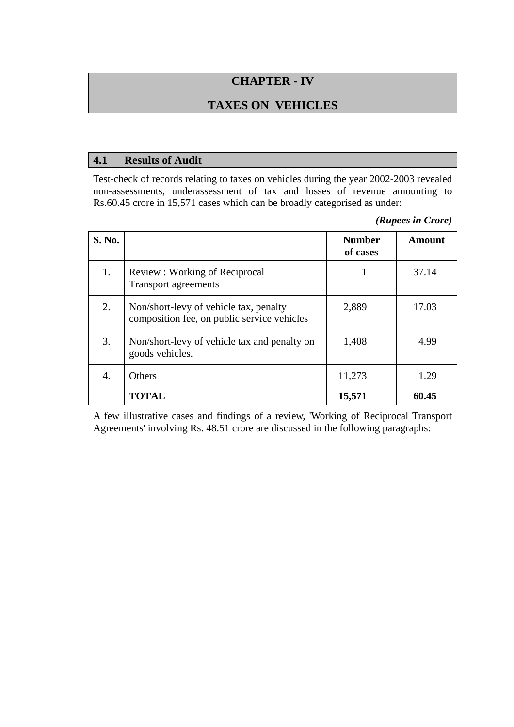# CHAPTER - IV

# TAXES ON VEHICLES

## 4.1 Results of Audit

Test-check of records relating to taxes on vehicles during the year 2002-2003 revealed non-assessments, underassessment of tax and losses of revenue amounting to Rs.60.45 crore in 15,571 cases which can be broadly categorised as under:

*(Rupees in Crore)*

| S. No. | | Number of cases | Amount |
|---|---|---|---|
| 1. | Review : Working of Reciprocal Transport agreements | 1 | 37.14 |
| 2. | Non/short-levy of vehicle tax, penalty composition fee, on public service vehicles | 2,889 | 17.03 |
| 3. | Non/short-levy of vehicle tax and penalty on goods vehicles. | 1,408 | 4.99 |
| 4. | Others | 11,273 | 1.29 |
| | **TOTAL** | **15,571** | **60.45** |

A few illustrative cases and findings of a review, 'Working of Reciprocal Transport Agreements' involving Rs. 48.51 crore are discussed in the following paragraphs: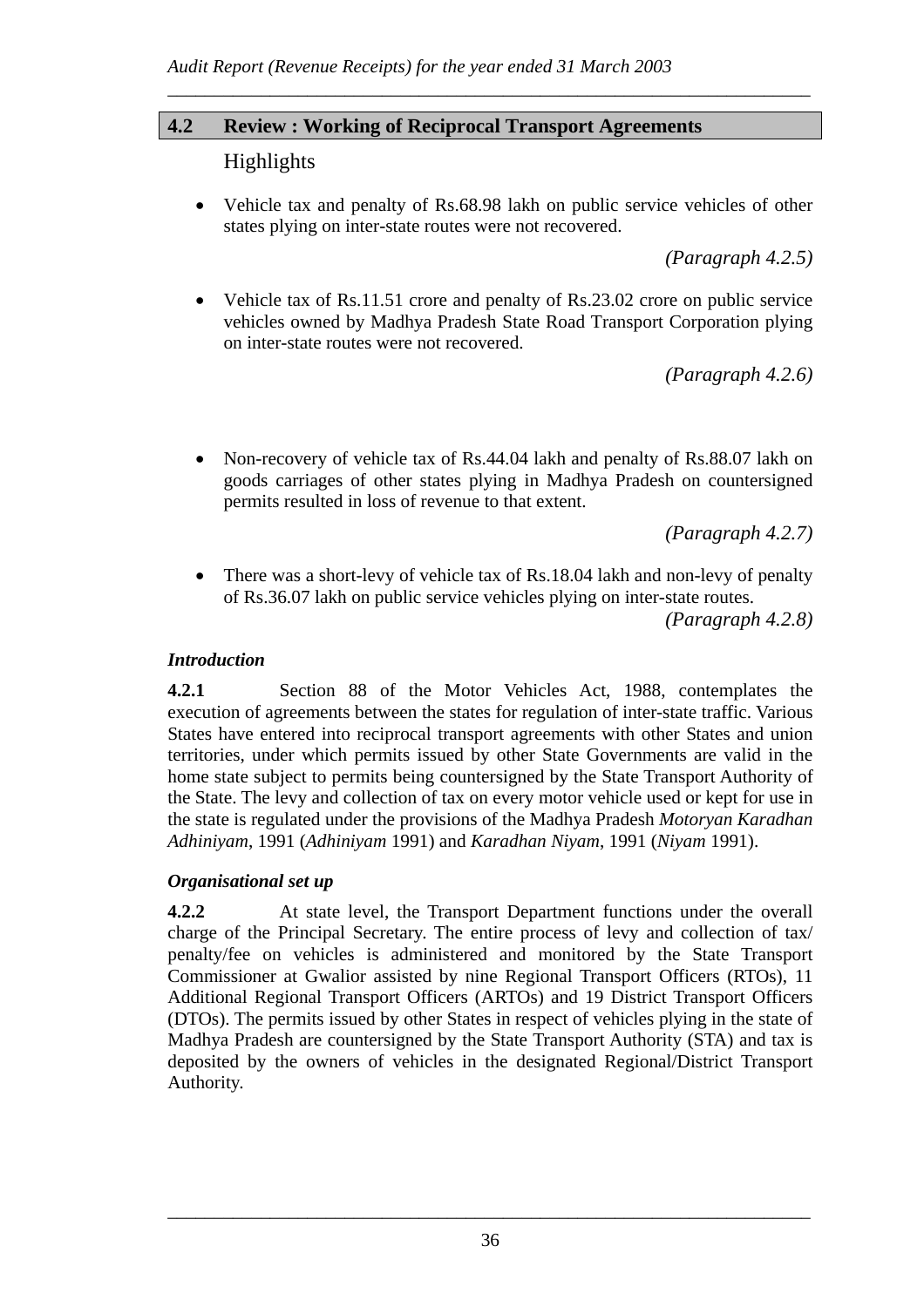## 4.2 Review : Working of Reciprocal Transport Agreements

### Highlights

- Vehicle tax and penalty of Rs.68.98 lakh on public service vehicles of other states plying on inter-state routes were not recovered.

  *(Paragraph 4.2.5)*

- Vehicle tax of Rs.11.51 crore and penalty of Rs.23.02 crore on public service vehicles owned by Madhya Pradesh State Road Transport Corporation plying on inter-state routes were not recovered.

  *(Paragraph 4.2.6)*

- Non-recovery of vehicle tax of Rs.44.04 lakh and penalty of Rs.88.07 lakh on goods carriages of other states plying in Madhya Pradesh on countersigned permits resulted in loss of revenue to that extent.

  *(Paragraph 4.2.7)*

- There was a short-levy of vehicle tax of Rs.18.04 lakh and non-levy of penalty of Rs.36.07 lakh on public service vehicles plying on inter-state routes.

  *(Paragraph 4.2.8)*

### *Introduction*

**4.2.1** Section 88 of the Motor Vehicles Act, 1988, contemplates the execution of agreements between the states for regulation of inter-state traffic. Various States have entered into reciprocal transport agreements with other States and union territories, under which permits issued by other State Governments are valid in the home state subject to permits being countersigned by the State Transport Authority of the State. The levy and collection of tax on every motor vehicle used or kept for use in the state is regulated under the provisions of the Madhya Pradesh *Motoryan Karadhan Adhiniyam*, 1991 (*Adhiniyam* 1991) and *Karadhan Niyam*, 1991 (*Niyam* 1991).

### *Organisational set up*

**4.2.2** At state level, the Transport Department functions under the overall charge of the Principal Secretary. The entire process of levy and collection of tax/ penalty/fee on vehicles is administered and monitored by the State Transport Commissioner at Gwalior assisted by nine Regional Transport Officers (RTOs), 11 Additional Regional Transport Officers (ARTOs) and 19 District Transport Officers (DTOs). The permits issued by other States in respect of vehicles plying in the state of Madhya Pradesh are countersigned by the State Transport Authority (STA) and tax is deposited by the owners of vehicles in the designated Regional/District Transport Authority.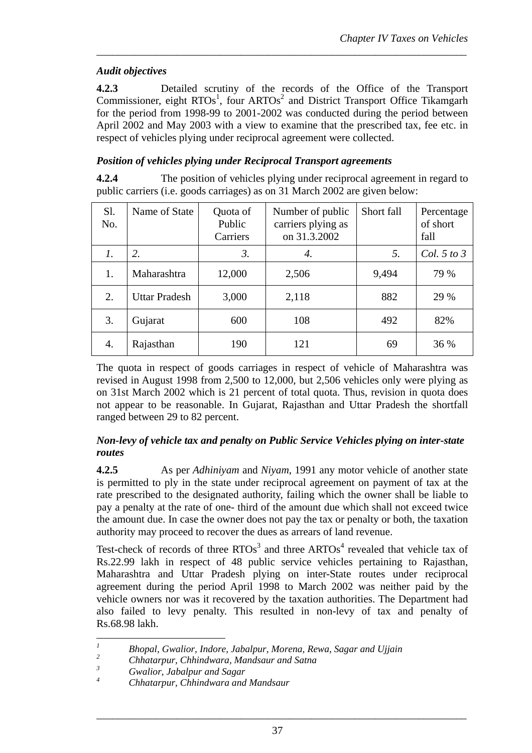### *Audit objectives*

**4.2.3** Detailed scrutiny of the records of the Office of the Transport Commissioner, eight RTOs[1], four ARTOs[2] and District Transport Office Tikamgarh for the period from 1998-99 to 2001-2002 was conducted during the period between April 2002 and May 2003 with a view to examine that the prescribed tax, fee etc. in respect of vehicles plying under reciprocal agreement were collected.

### *Position of vehicles plying under Reciprocal Transport agreements*

**4.2.4** The position of vehicles plying under reciprocal agreement in regard to public carriers (i.e. goods carriages) as on 31 March 2002 are given below:

| Sl. No. | Name of State | Quota of Public Carriers | Number of public carriers plying as on 31.3.2002 | Short fall | Percentage of short fall |
|---|---|---|---|---|---|
| *1.* | *2.* | *3.* | *4.* | *5.* | *Col. 5 to 3* |
| 1. | Maharashtra | 12,000 | 2,506 | 9,494 | 79 % |
| 2. | Uttar Pradesh | 3,000 | 2,118 | 882 | 29 % |
| 3. | Gujarat | 600 | 108 | 492 | 82% |
| 4. | Rajasthan | 190 | 121 | 69 | 36 % |

The quota in respect of goods carriages in respect of vehicle of Maharashtra was revised in August 1998 from 2,500 to 12,000, but 2,506 vehicles only were plying as on 31st March 2002 which is 21 percent of total quota. Thus, revision in quota does not appear to be reasonable. In Gujarat, Rajasthan and Uttar Pradesh the shortfall ranged between 29 to 82 percent.

### *Non-levy of vehicle tax and penalty on Public Service Vehicles plying on inter-state routes*

**4.2.5** As per *Adhiniyam* and *Niyam*, 1991 any motor vehicle of another state is permitted to ply in the state under reciprocal agreement on payment of tax at the rate prescribed to the designated authority, failing which the owner shall be liable to pay a penalty at the rate of one- third of the amount due which shall not exceed twice the amount due. In case the owner does not pay the tax or penalty or both, the taxation authority may proceed to recover the dues as arrears of land revenue.

Test-check of records of three RTOs[3] and three ARTOs[4] revealed that vehicle tax of Rs.22.99 lakh in respect of 48 public service vehicles pertaining to Rajasthan, Maharashtra and Uttar Pradesh plying on inter-State routes under reciprocal agreement during the period April 1998 to March 2002 was neither paid by the vehicle owners nor was it recovered by the taxation authorities. The Department had also failed to levy penalty. This resulted in non-levy of tax and penalty of Rs.68.98 lakh.

---

[1] *Bhopal, Gwalior, Indore, Jabalpur, Morena, Rewa, Sagar and Ujjain*

[2] *Chhatarpur, Chhindwara, Mandsaur and Satna*

[3] *Gwalior, Jabalpur and Sagar*

[4] *Chhatarpur, Chhindwara and Mandsaur*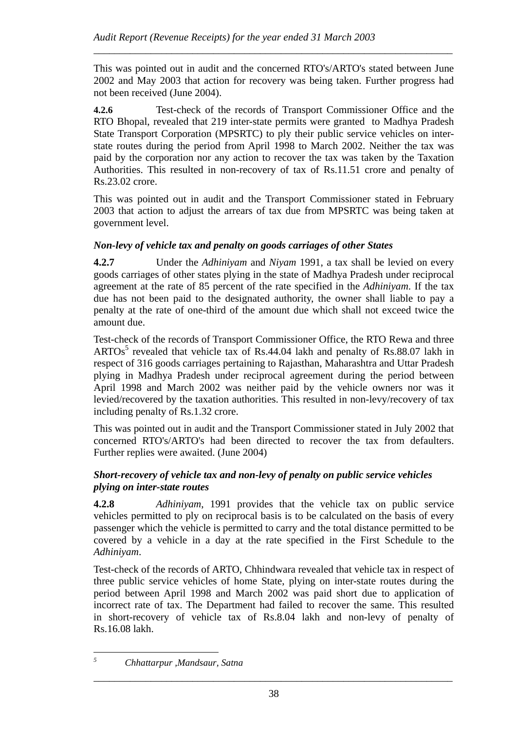This was pointed out in audit and the concerned RTO's/ARTO's stated between June 2002 and May 2003 that action for recovery was being taken. Further progress had not been received (June 2004).

**4.2.6** Test-check of the records of Transport Commissioner Office and the RTO Bhopal, revealed that 219 inter-state permits were granted to Madhya Pradesh State Transport Corporation (MPSRTC) to ply their public service vehicles on inter-state routes during the period from April 1998 to March 2002. Neither the tax was paid by the corporation nor any action to recover the tax was taken by the Taxation Authorities. This resulted in non-recovery of tax of Rs.11.51 crore and penalty of Rs.23.02 crore.

This was pointed out in audit and the Transport Commissioner stated in February 2003 that action to adjust the arrears of tax due from MPSRTC was being taken at government level.

### *Non-levy of vehicle tax and penalty on goods carriages of other States*

**4.2.7** Under the *Adhiniyam* and *Niyam* 1991, a tax shall be levied on every goods carriages of other states plying in the state of Madhya Pradesh under reciprocal agreement at the rate of 85 percent of the rate specified in the *Adhiniyam*. If the tax due has not been paid to the designated authority, the owner shall liable to pay a penalty at the rate of one-third of the amount due which shall not exceed twice the amount due.

Test-check of the records of Transport Commissioner Office, the RTO Rewa and three ARTOs[5] revealed that vehicle tax of Rs.44.04 lakh and penalty of Rs.88.07 lakh in respect of 316 goods carriages pertaining to Rajasthan, Maharashtra and Uttar Pradesh plying in Madhya Pradesh under reciprocal agreement during the period between April 1998 and March 2002 was neither paid by the vehicle owners nor was it levied/recovered by the taxation authorities. This resulted in non-levy/recovery of tax including penalty of Rs.1.32 crore.

This was pointed out in audit and the Transport Commissioner stated in July 2002 that concerned RTO's/ARTO's had been directed to recover the tax from defaulters. Further replies were awaited. (June 2004)

### *Short-recovery of vehicle tax and non-levy of penalty on public service vehicles plying on inter-state routes*

**4.2.8** *Adhiniyam*, 1991 provides that the vehicle tax on public service vehicles permitted to ply on reciprocal basis is to be calculated on the basis of every passenger which the vehicle is permitted to carry and the total distance permitted to be covered by a vehicle in a day at the rate specified in the First Schedule to the *Adhiniyam*.

Test-check of the records of ARTO, Chhindwara revealed that vehicle tax in respect of three public service vehicles of home State, plying on inter-state routes during the period between April 1998 and March 2002 was paid short due to application of incorrect rate of tax. The Department had failed to recover the same. This resulted in short-recovery of vehicle tax of Rs.8.04 lakh and non-levy of penalty of Rs.16.08 lakh.

---

[5] *Chhattarpur ,Mandsaur, Satna*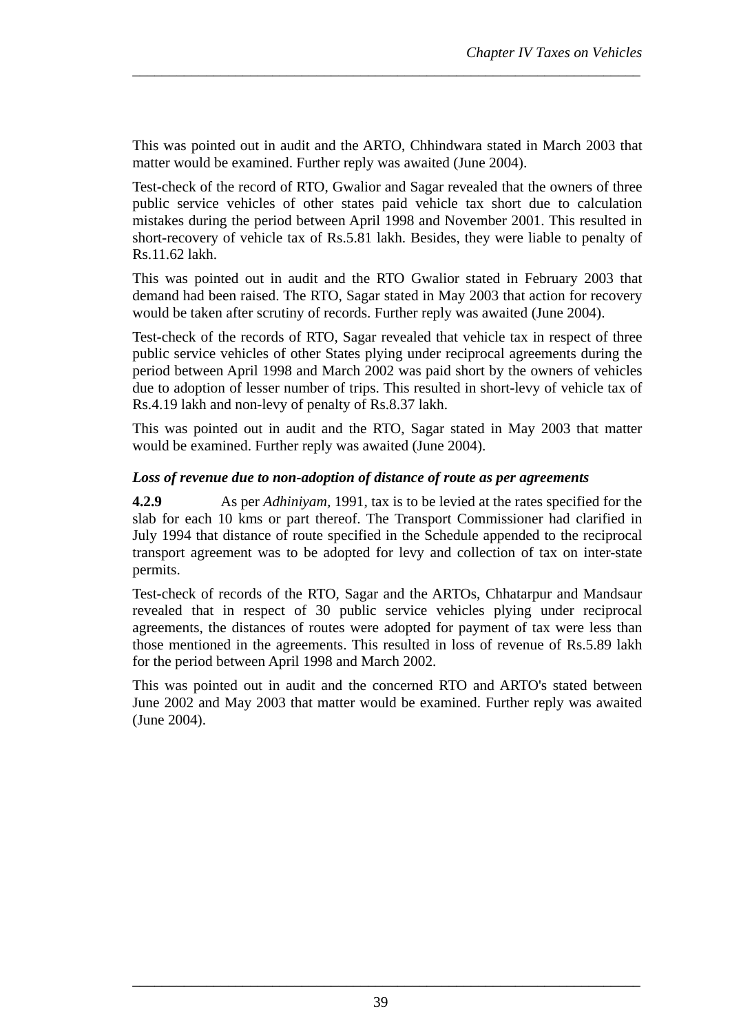This was pointed out in audit and the ARTO, Chhindwara stated in March 2003 that matter would be examined. Further reply was awaited (June 2004).

Test-check of the record of RTO, Gwalior and Sagar revealed that the owners of three public service vehicles of other states paid vehicle tax short due to calculation mistakes during the period between April 1998 and November 2001. This resulted in short-recovery of vehicle tax of Rs.5.81 lakh. Besides, they were liable to penalty of Rs.11.62 lakh.

This was pointed out in audit and the RTO Gwalior stated in February 2003 that demand had been raised. The RTO, Sagar stated in May 2003 that action for recovery would be taken after scrutiny of records. Further reply was awaited (June 2004).

Test-check of the records of RTO, Sagar revealed that vehicle tax in respect of three public service vehicles of other States plying under reciprocal agreements during the period between April 1998 and March 2002 was paid short by the owners of vehicles due to adoption of lesser number of trips. This resulted in short-levy of vehicle tax of Rs.4.19 lakh and non-levy of penalty of Rs.8.37 lakh.

This was pointed out in audit and the RTO, Sagar stated in May 2003 that matter would be examined. Further reply was awaited (June 2004).

***Loss of revenue due to non-adoption of distance of route as per agreements***

**4.2.9** As per *Adhiniyam*, 1991, tax is to be levied at the rates specified for the slab for each 10 kms or part thereof. The Transport Commissioner had clarified in July 1994 that distance of route specified in the Schedule appended to the reciprocal transport agreement was to be adopted for levy and collection of tax on inter-state permits.

Test-check of records of the RTO, Sagar and the ARTOs, Chhatarpur and Mandsaur revealed that in respect of 30 public service vehicles plying under reciprocal agreements, the distances of routes were adopted for payment of tax were less than those mentioned in the agreements. This resulted in loss of revenue of Rs.5.89 lakh for the period between April 1998 and March 2002.

This was pointed out in audit and the concerned RTO and ARTO's stated between June 2002 and May 2003 that matter would be examined. Further reply was awaited (June 2004).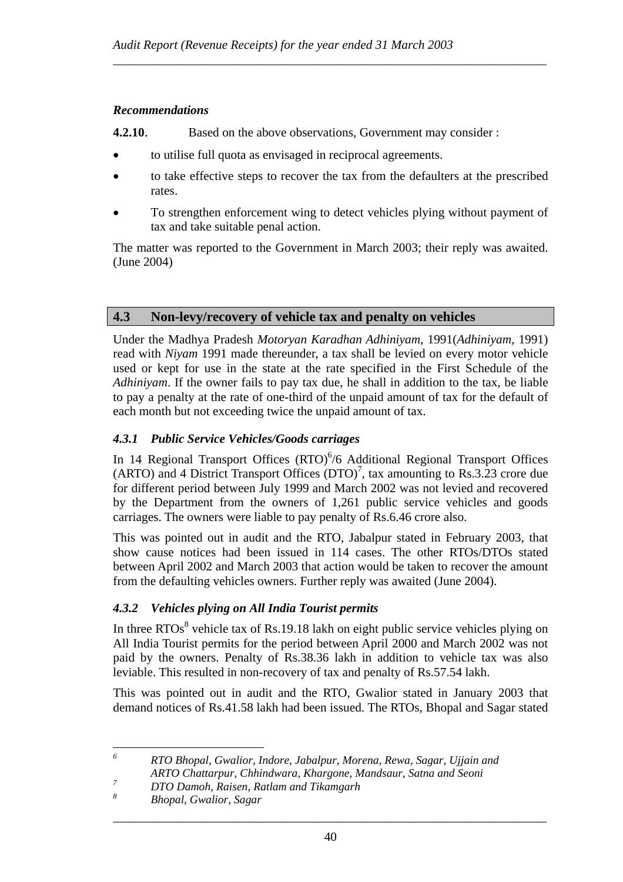### *Recommendations*

**4.2.10.** Based on the above observations, Government may consider :

- to utilise full quota as envisaged in reciprocal agreements.
- to take effective steps to recover the tax from the defaulters at the prescribed rates.
- To strengthen enforcement wing to detect vehicles plying without payment of tax and take suitable penal action.

The matter was reported to the Government in March 2003; their reply was awaited. (June 2004)

## 4.3 Non-levy/recovery of vehicle tax and penalty on vehicles

Under the Madhya Pradesh *Motoryan Karadhan Adhiniyam*, 1991(*Adhiniyam*, 1991) read with *Niyam* 1991 made thereunder, a tax shall be levied on every motor vehicle used or kept for use in the state at the rate specified in the First Schedule of the *Adhiniyam*. If the owner fails to pay tax due, he shall in addition to the tax, be liable to pay a penalty at the rate of one-third of the unpaid amount of tax for the default of each month but not exceeding twice the unpaid amount of tax.

### *4.3.1 Public Service Vehicles/Goods carriages*

In 14 Regional Transport Offices (RTO)[6]/6 Additional Regional Transport Offices (ARTO) and 4 District Transport Offices (DTO)[7], tax amounting to Rs.3.23 crore due for different period between July 1999 and March 2002 was not levied and recovered by the Department from the owners of 1,261 public service vehicles and goods carriages. The owners were liable to pay penalty of Rs.6.46 crore also.

This was pointed out in audit and the RTO, Jabalpur stated in February 2003, that show cause notices had been issued in 114 cases. The other RTOs/DTOs stated between April 2002 and March 2003 that action would be taken to recover the amount from the defaulting vehicles owners. Further reply was awaited (June 2004).

### *4.3.2 Vehicles plying on All India Tourist permits*

In three RTOs[8] vehicle tax of Rs.19.18 lakh on eight public service vehicles plying on All India Tourist permits for the period between April 2000 and March 2002 was not paid by the owners. Penalty of Rs.38.36 lakh in addition to vehicle tax was also leviable. This resulted in non-recovery of tax and penalty of Rs.57.54 lakh.

This was pointed out in audit and the RTO, Gwalior stated in January 2003 that demand notices of Rs.41.58 lakh had been issued. The RTOs, Bhopal and Sagar stated

---

[6] *RTO Bhopal, Gwalior, Indore, Jabalpur, Morena, Rewa, Sagar, Ujjain and ARTO Chattarpur, Chhindwara, Khargone, Mandsaur, Satna and Seoni*

[7] *DTO Damoh, Raisen, Ratlam and Tikamgarh*

[8] *Bhopal, Gwalior, Sagar*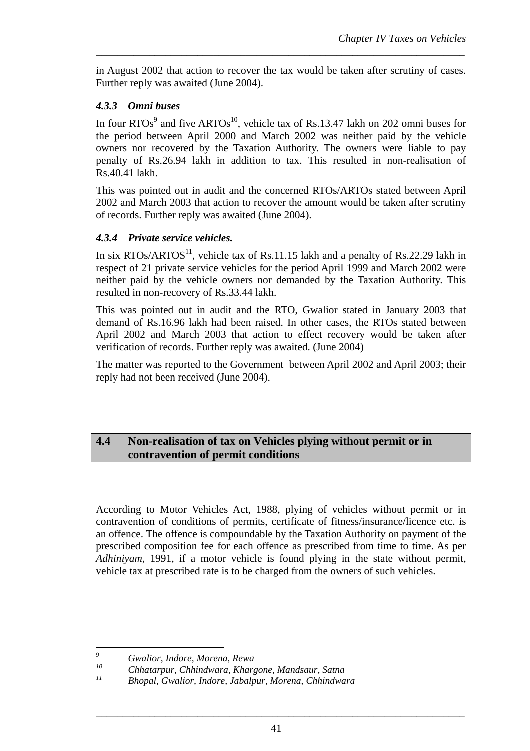in August 2002 that action to recover the tax would be taken after scrutiny of cases. Further reply was awaited (June 2004).

### *4.3.3 Omni buses*

In four RTOs[9] and five ARTOs[10], vehicle tax of Rs.13.47 lakh on 202 omni buses for the period between April 2000 and March 2002 was neither paid by the vehicle owners nor recovered by the Taxation Authority. The owners were liable to pay penalty of Rs.26.94 lakh in addition to tax. This resulted in non-realisation of Rs.40.41 lakh.

This was pointed out in audit and the concerned RTOs/ARTOs stated between April 2002 and March 2003 that action to recover the amount would be taken after scrutiny of records. Further reply was awaited (June 2004).

### *4.3.4 Private service vehicles.*

In six RTOs/ARTOS[11], vehicle tax of Rs.11.15 lakh and a penalty of Rs.22.29 lakh in respect of 21 private service vehicles for the period April 1999 and March 2002 were neither paid by the vehicle owners nor demanded by the Taxation Authority. This resulted in non-recovery of Rs.33.44 lakh.

This was pointed out in audit and the RTO, Gwalior stated in January 2003 that demand of Rs.16.96 lakh had been raised. In other cases, the RTOs stated between April 2002 and March 2003 that action to effect recovery would be taken after verification of records. Further reply was awaited. (June 2004)

The matter was reported to the Government between April 2002 and April 2003; their reply had not been received (June 2004).

## 4.4 Non-realisation of tax on Vehicles plying without permit or in contravention of permit conditions

According to Motor Vehicles Act, 1988, plying of vehicles without permit or in contravention of conditions of permits, certificate of fitness/insurance/licence etc. is an offence. The offence is compoundable by the Taxation Authority on payment of the prescribed composition fee for each offence as prescribed from time to time. As per *Adhiniyam*, 1991, if a motor vehicle is found plying in the state without permit, vehicle tax at prescribed rate is to be charged from the owners of such vehicles.

---

[9] *Gwalior, Indore, Morena, Rewa*

[10] *Chhatarpur, Chhindwara, Khargone, Mandsaur, Satna*

[11] *Bhopal, Gwalior, Indore, Jabalpur, Morena, Chhindwara*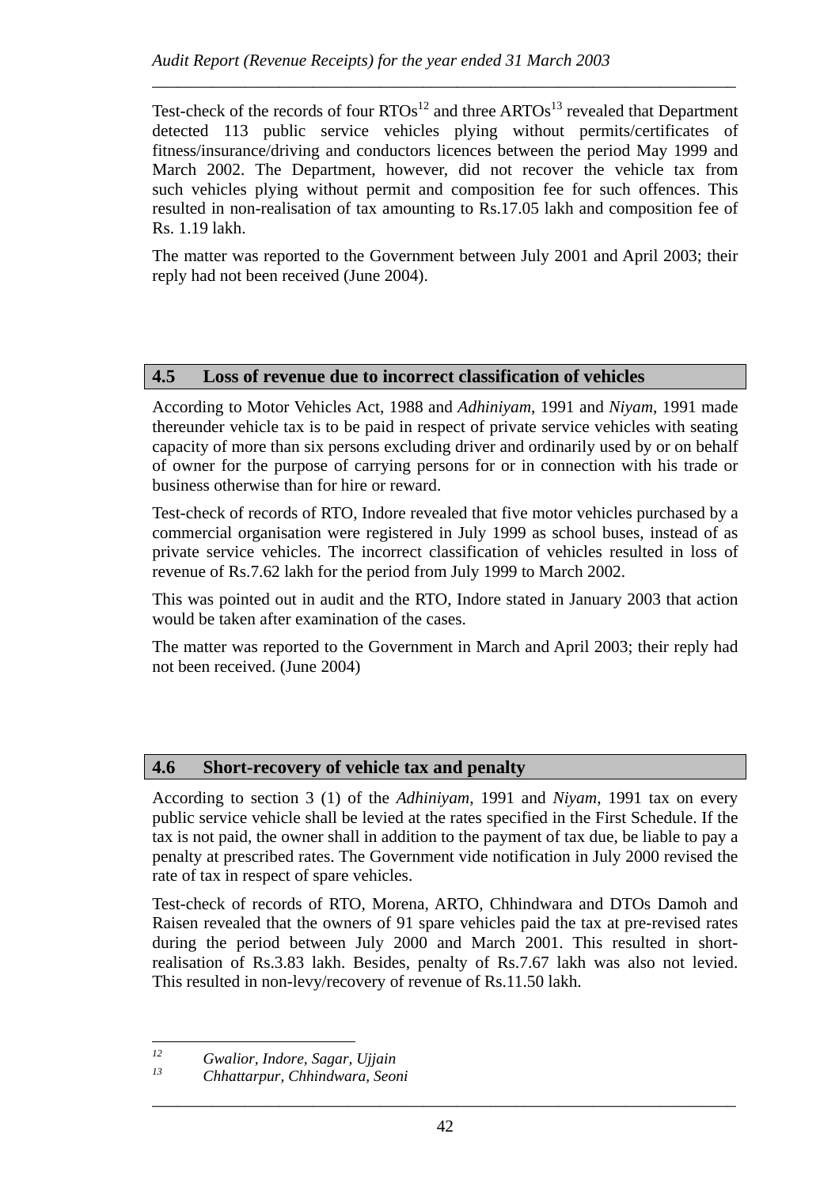Test-check of the records of four RTOs[12] and three ARTOs[13] revealed that Department detected 113 public service vehicles plying without permits/certificates of fitness/insurance/driving and conductors licences between the period May 1999 and March 2002. The Department, however, did not recover the vehicle tax from such vehicles plying without permit and composition fee for such offences. This resulted in non-realisation of tax amounting to Rs.17.05 lakh and composition fee of Rs. 1.19 lakh.

The matter was reported to the Government between July 2001 and April 2003; their reply had not been received (June 2004).

## 4.5 Loss of revenue due to incorrect classification of vehicles

According to Motor Vehicles Act, 1988 and *Adhiniyam*, 1991 and *Niyam*, 1991 made thereunder vehicle tax is to be paid in respect of private service vehicles with seating capacity of more than six persons excluding driver and ordinarily used by or on behalf of owner for the purpose of carrying persons for or in connection with his trade or business otherwise than for hire or reward.

Test-check of records of RTO, Indore revealed that five motor vehicles purchased by a commercial organisation were registered in July 1999 as school buses, instead of as private service vehicles. The incorrect classification of vehicles resulted in loss of revenue of Rs.7.62 lakh for the period from July 1999 to March 2002.

This was pointed out in audit and the RTO, Indore stated in January 2003 that action would be taken after examination of the cases.

The matter was reported to the Government in March and April 2003; their reply had not been received. (June 2004)

## 4.6 Short-recovery of vehicle tax and penalty

According to section 3 (1) of the *Adhiniyam*, 1991 and *Niyam*, 1991 tax on every public service vehicle shall be levied at the rates specified in the First Schedule. If the tax is not paid, the owner shall in addition to the payment of tax due, be liable to pay a penalty at prescribed rates. The Government vide notification in July 2000 revised the rate of tax in respect of spare vehicles.

Test-check of records of RTO, Morena, ARTO, Chhindwara and DTOs Damoh and Raisen revealed that the owners of 91 spare vehicles paid the tax at pre-revised rates during the period between July 2000 and March 2001. This resulted in short-realisation of Rs.3.83 lakh. Besides, penalty of Rs.7.67 lakh was also not levied. This resulted in non-levy/recovery of revenue of Rs.11.50 lakh.

---

[12] *Gwalior, Indore, Sagar, Ujjain*

[13] *Chhattarpur, Chhindwara, Seoni*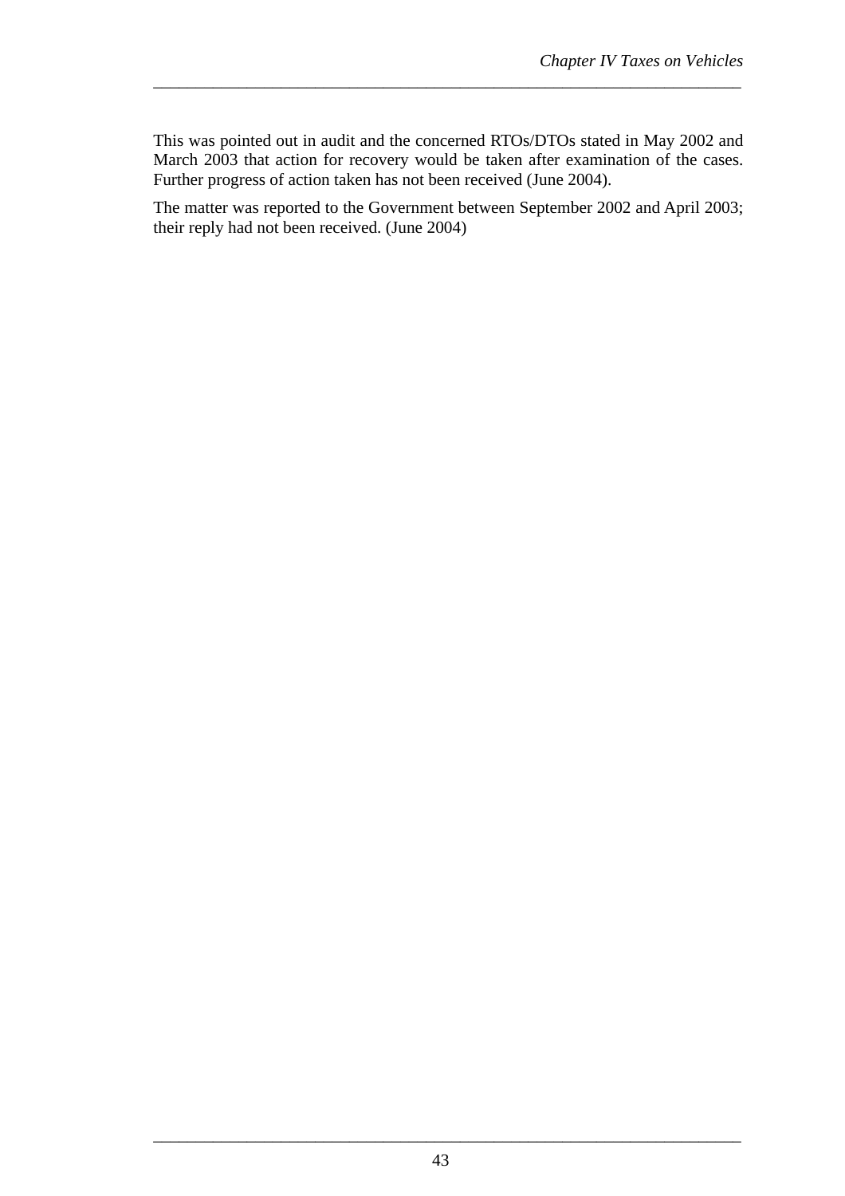This was pointed out in audit and the concerned RTOs/DTOs stated in May 2002 and March 2003 that action for recovery would be taken after examination of the cases. Further progress of action taken has not been received (June 2004).

The matter was reported to the Government between September 2002 and April 2003; their reply had not been received. (June 2004)